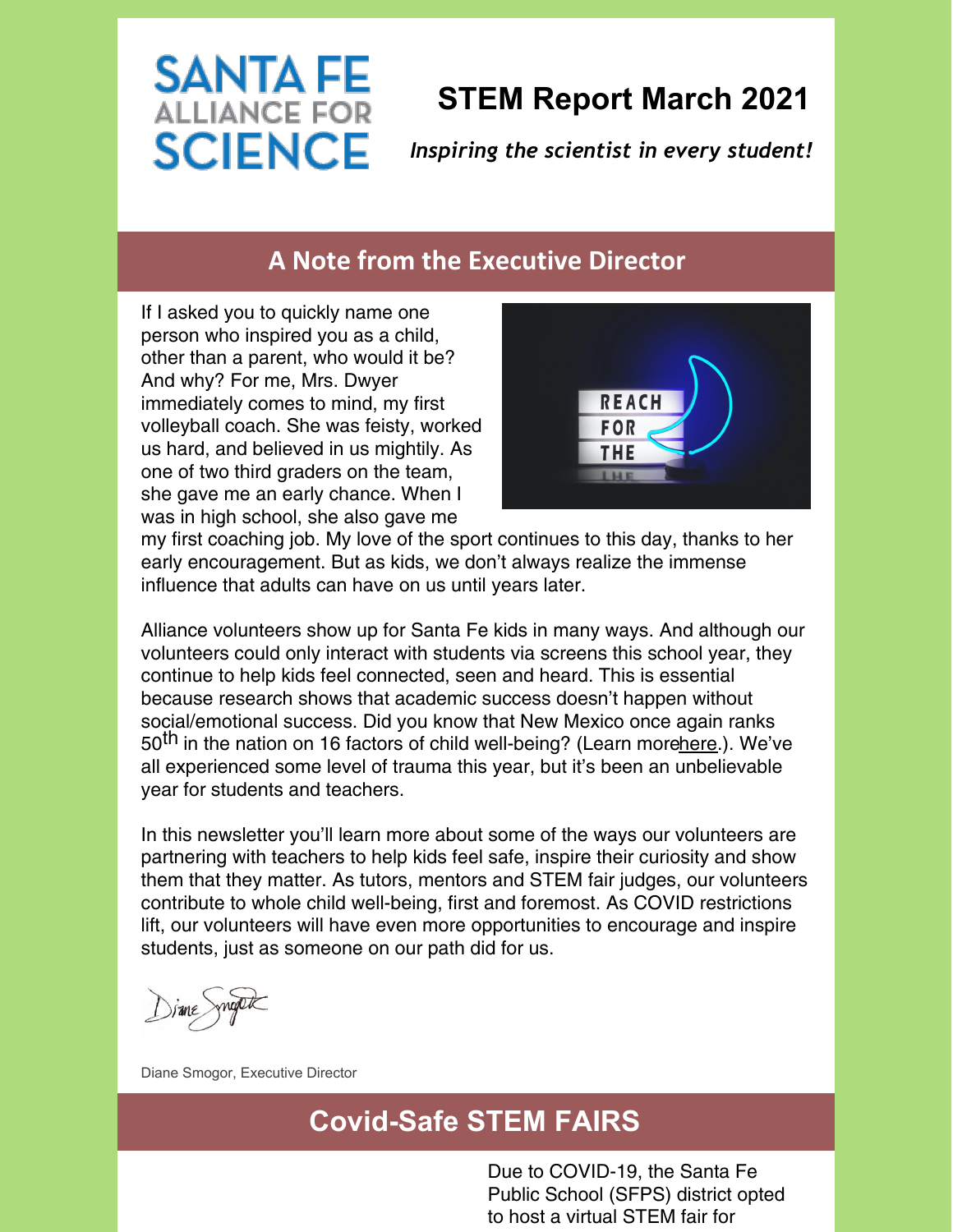# SANTA FE ALLIANCE FOR SCIENCE

# STEM Report March 2021

*Inspiring the scientist in every student!*

## A Note from the Executive Director

If I asked you to quickly name one person who inspired you as a child, other than a parent, who would it be? And why? For me, Mrs. Dwyer immediately comes to mind, my first volleyball coach. She was feisty, worked us hard, and believed in us mightily. As one of two third graders on the team, she gave me an early chance. When I was in high school, she also gave me my first coaching job. My love of the sport continues to this day, thanks to her early encouragement. But as kids, we don't always realize the immense influence that adults can have on us until years later.

Alliance volunteers show up for Santa Fe kids in many ways. And although our volunteers could only interact with students via screens this school year, they continue to help kids feel connected, seen and heard. This is essential because research shows that academic success doesn't happen without social/emotional success. Did you know that New Mexico once again ranks 50th in the nation on 16 factors of child well-being? (Learn more here.). We've all experienced some level of trauma this year, but it's been an unbelievable year for students and teachers.

In this newsletter you'll learn more about some of the ways our volunteers are partnering with teachers to help kids feel safe, inspire their curiosity and show them that they matter. As tutors, mentors and STEM fair judges, our volunteers contribute to whole child well-being, first and foremost. As COVID restrictions lift, our volunteers will have even more opportunities to encourage and inspire students, just as someone on our path did for us.

Diane Smogor, Executive Director

## Covid-Safe STEM FAIRS

Due to COVID-19, the Santa Fe Public School (SFPS) district opted to host a virtual STEM fair for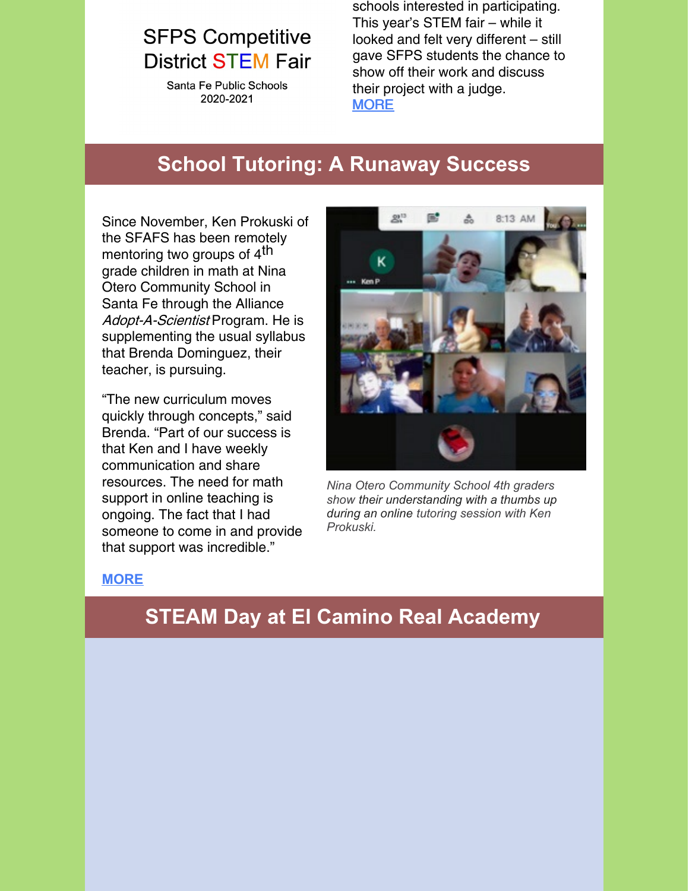SFPS Competitive District STEM Fair

Santa Fe Public Schools 2020-2021

schools interested in participating. This year's STEM fair – while it looked and felt very different – still gave SFPS students the chance to show off their work and discuss their project with a judge.
MORE

## School Tutoring: A Runaway Success

Since November, Ken Prokuski of the SFAFS has been remotely mentoring two groups of 4th grade children in math at Nina Otero Community School in Santa Fe through the Alliance *Adopt-A-Scientist* Program. He is supplementing the usual syllabus that Brenda Dominguez, their teacher, is pursuing.

"The new curriculum moves quickly through concepts," said Brenda. "Part of our success is that Ken and I have weekly communication and share resources. The need for math support in online teaching is ongoing. The fact that I had someone to come in and provide that support was incredible."

*Nina Otero Community School 4th graders show their understanding with a thumbs up during an online tutoring session with Ken Prokuski.*

**MORE**

## STEAM Day at El Camino Real Academy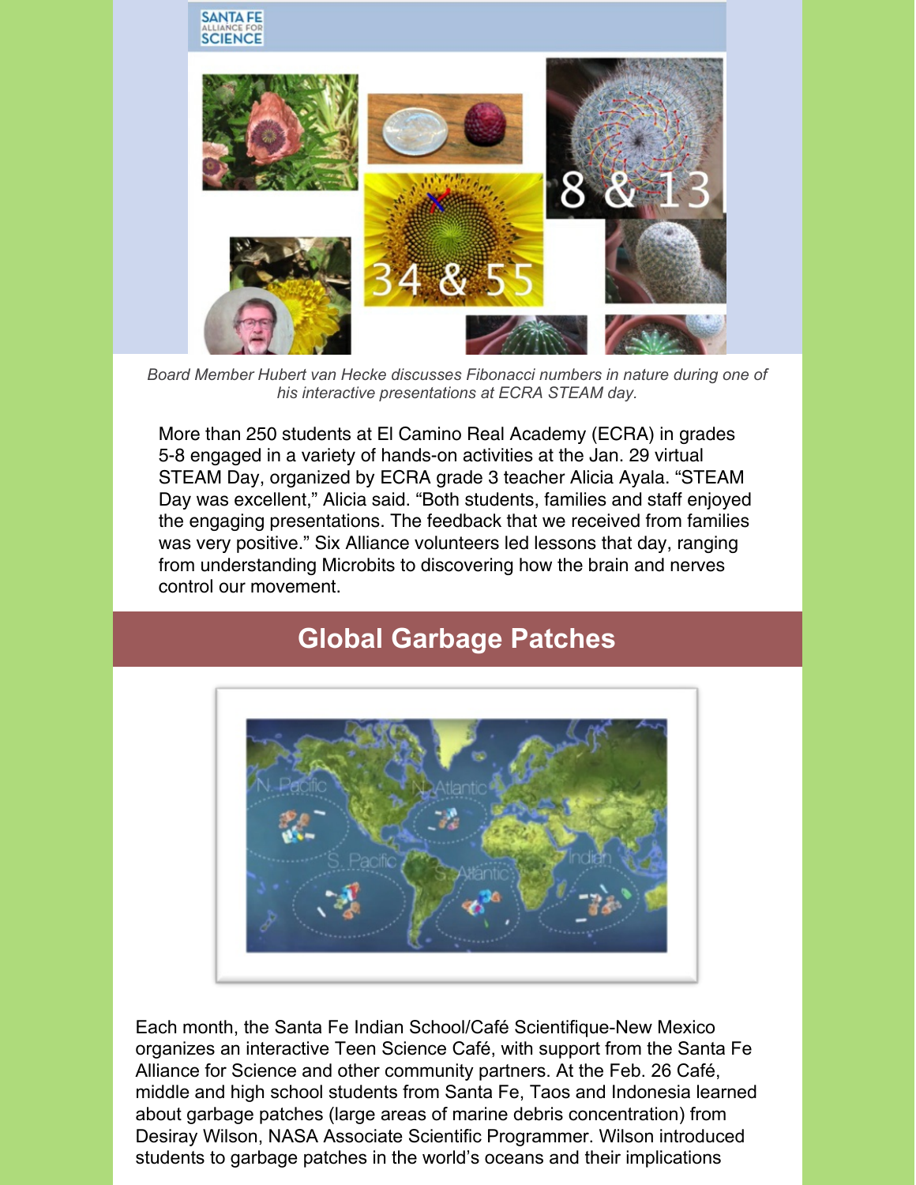*Board Member Hubert van Hecke discusses Fibonacci numbers in nature during one of his interactive presentations at ECRA STEAM day.*

More than 250 students at El Camino Real Academy (ECRA) in grades 5-8 engaged in a variety of hands-on activities at the Jan. 29 virtual STEAM Day, organized by ECRA grade 3 teacher Alicia Ayala. “STEAM Day was excellent,” Alicia said. “Both students, families and staff enjoyed the engaging presentations. The feedback that we received from families was very positive.” Six Alliance volunteers led lessons that day, ranging from understanding Microbits to discovering how the brain and nerves control our movement.

## Global Garbage Patches

Each month, the Santa Fe Indian School/Café Scientifique-New Mexico organizes an interactive Teen Science Café, with support from the Santa Fe Alliance for Science and other community partners. At the Feb. 26 Café, middle and high school students from Santa Fe, Taos and Indonesia learned about garbage patches (large areas of marine debris concentration) from Desiray Wilson, NASA Associate Scientific Programmer. Wilson introduced students to garbage patches in the world’s oceans and their implications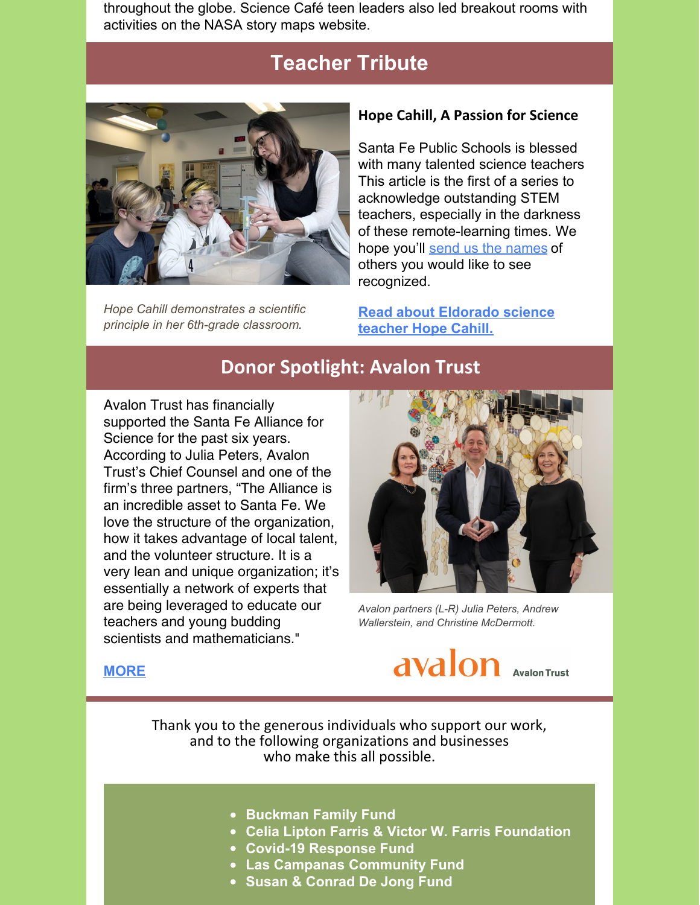throughout the globe. Science Café teen leaders also led breakout rooms with activities on the NASA story maps website.

## Teacher Tribute

*Hope Cahill demonstrates a scientific principle in her 6th-grade classroom.*

### Hope Cahill, A Passion for Science

Santa Fe Public Schools is blessed with many talented science teachers This article is the first of a series to acknowledge outstanding STEM teachers, especially in the darkness of these remote-learning times. We hope you'll send us the names of others you would like to see recognized.

**Read about Eldorado science teacher Hope Cahill.**

## Donor Spotlight: Avalon Trust

Avalon Trust has financially supported the Santa Fe Alliance for Science for the past six years. According to Julia Peters, Avalon Trust's Chief Counsel and one of the firm's three partners, "The Alliance is an incredible asset to Santa Fe. We love the structure of the organization, how it takes advantage of local talent, and the volunteer structure. It is a very lean and unique organization; it's essentially a network of experts that are being leveraged to educate our teachers and young budding scientists and mathematicians."

*Avalon partners (L-R) Julia Peters, Andrew Wallerstein, and Christine McDermott.*

**MORE**

avalon Avalon Trust

Thank you to the generous individuals who support our work, and to the following organizations and businesses who make this all possible.

- **Buckman Family Fund**
- **Celia Lipton Farris & Victor W. Farris Foundation**
- **Covid-19 Response Fund**
- **Las Campanas Community Fund**
- **Susan & Conrad De Jong Fund**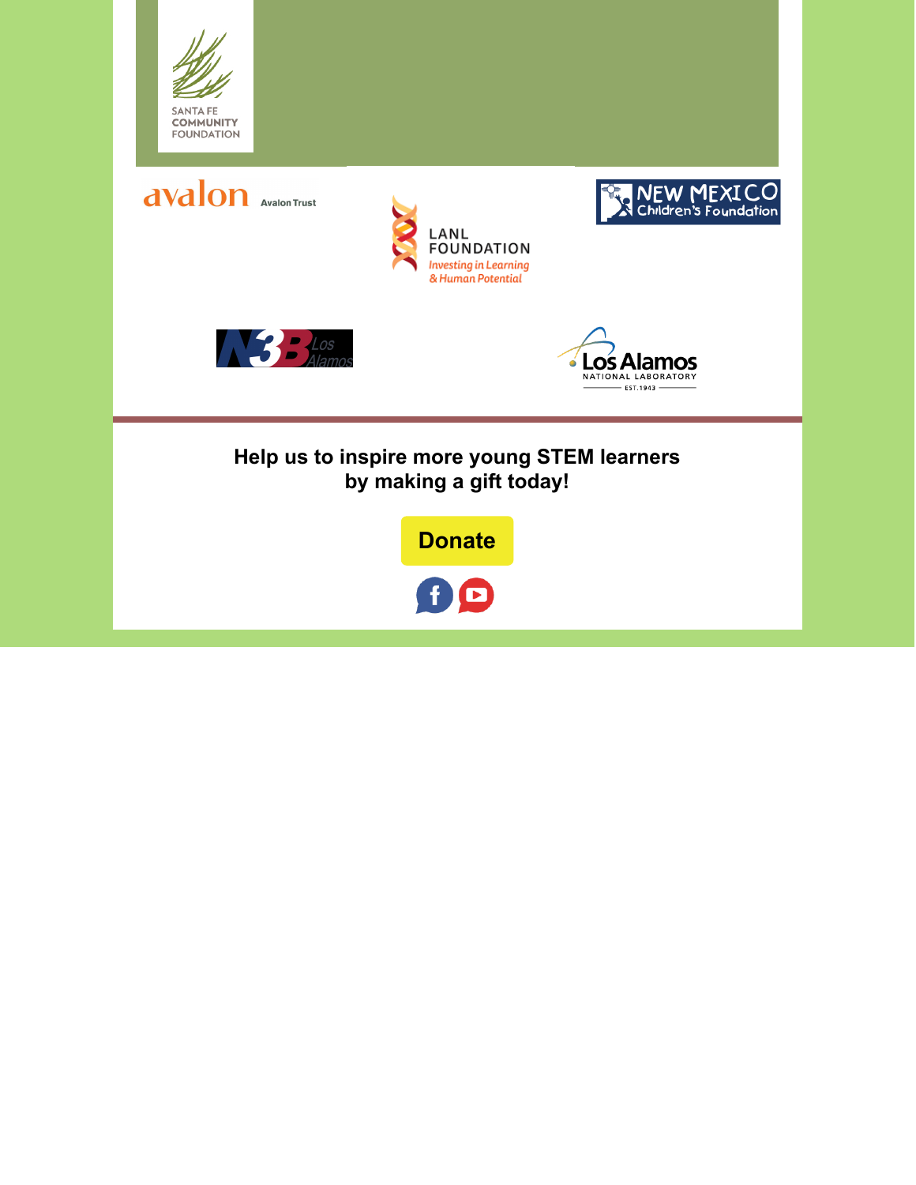SANTA FE COMMUNITY FOUNDATION

avalon Avalon Trust

LANL FOUNDATION
Investing in Learning & Human Potential

NEW MEXICO Children's Foundation

N3B Los Alamos

Los Alamos NATIONAL LABORATORY EST.1943

**Help us to inspire more young STEM learners by making a gift today!**

**Donate**